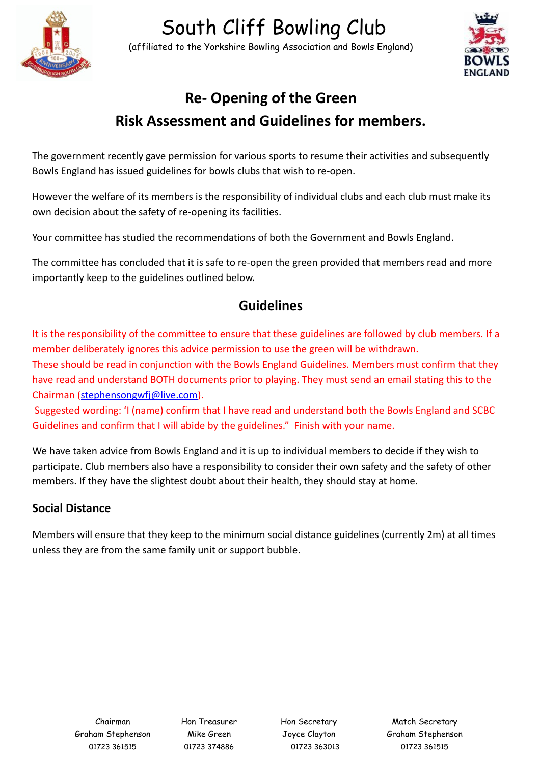# South Cliff Bowling Club

(affiliated to the Yorkshire Bowling Association and Bowls England)

## Re- Opening of the Green

## Risk Assessment and Guidelines for members.

The government recently gave permission for various sports to resume their activities and subsequently Bowls England has issued guidelines for bowls clubs that wish to re-open.

However the welfare of its members is the responsibility of individual clubs and each club must make its own decision about the safety of re-opening its facilities.

Your committee has studied the recommendations of both the Government and Bowls England.

The committee has concluded that it is safe to re-open the green provided that members read and more importantly keep to the guidelines outlined below.

## Guidelines

It is the responsibility of the committee to ensure that these guidelines are followed by club members. If a member deliberately ignores this advice permission to use the green will be withdrawn.
These should be read in conjunction with the Bowls England Guidelines. Members must confirm that they have read and understand BOTH documents prior to playing. They must send an email stating this to the Chairman (stephensongwfj@live.com).
Suggested wording: 'I (name) confirm that I have read and understand both the Bowls England and SCBC Guidelines and confirm that I will abide by the guidelines." Finish with your name.

We have taken advice from Bowls England and it is up to individual members to decide if they wish to participate. Club members also have a responsibility to consider their own safety and the safety of other members. If they have the slightest doubt about their health, they should stay at home.

### Social Distance

Members will ensure that they keep to the minimum social distance guidelines (currently 2m) at all times unless they are from the same family unit or support bubble.

| Chairman | Hon Treasurer | Hon Secretary | Match Secretary |
|---|---|---|---|
| Graham Stephenson | Mike Green | Joyce Clayton | Graham Stephenson |
| 01723 361515 | 01723 374886 | 01723 363013 | 01723 361515 |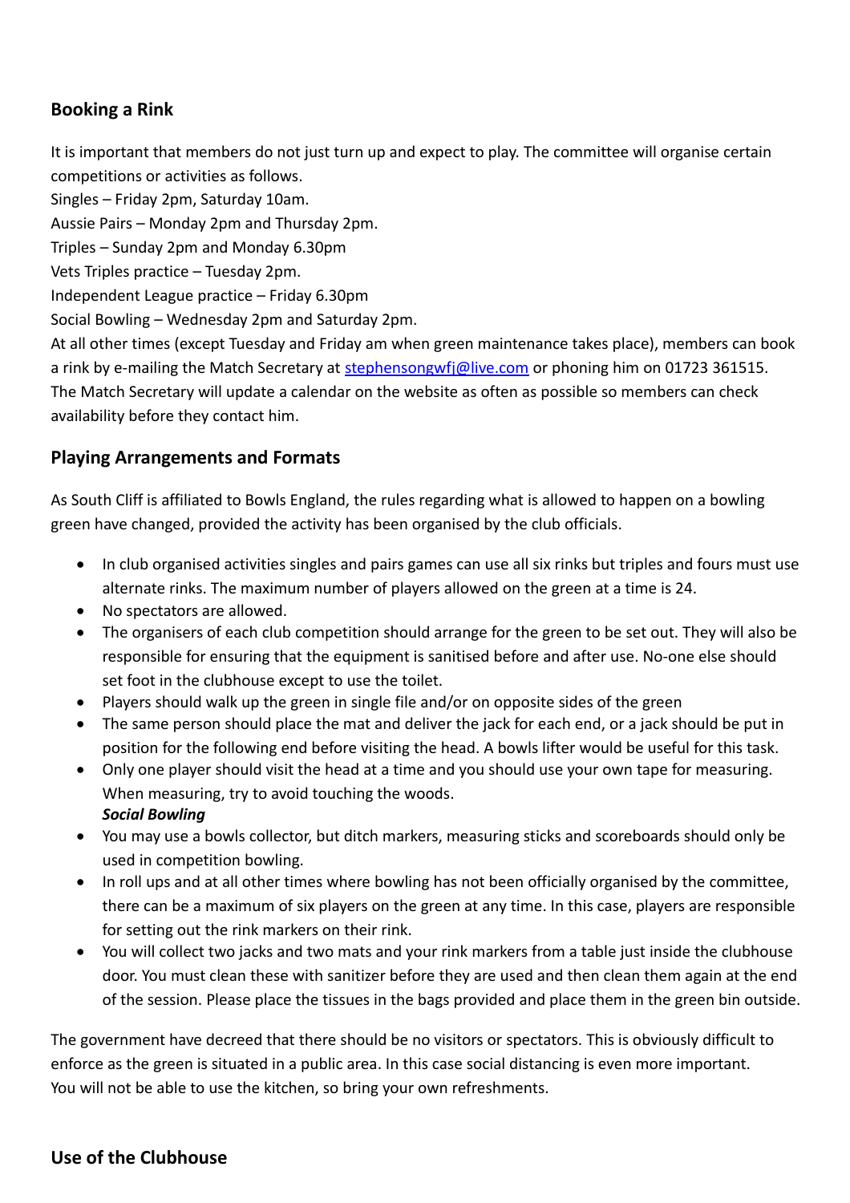## Booking a Rink

It is important that members do not just turn up and expect to play. The committee will organise certain competitions or activities as follows.
Singles – Friday 2pm, Saturday 10am.
Aussie Pairs – Monday 2pm and Thursday 2pm.
Triples – Sunday 2pm and Monday 6.30pm
Vets Triples practice – Tuesday 2pm.
Independent League practice – Friday 6.30pm
Social Bowling – Wednesday 2pm and Saturday 2pm.
At all other times (except Tuesday and Friday am when green maintenance takes place), members can book a rink by e-mailing the Match Secretary at stephensongwfj@live.com or phoning him on 01723 361515. The Match Secretary will update a calendar on the website as often as possible so members can check availability before they contact him.

## Playing Arrangements and Formats

As South Cliff is affiliated to Bowls England, the rules regarding what is allowed to happen on a bowling green have changed, provided the activity has been organised by the club officials.

- In club organised activities singles and pairs games can use all six rinks but triples and fours must use alternate rinks. The maximum number of players allowed on the green at a time is 24.
- No spectators are allowed.
- The organisers of each club competition should arrange for the green to be set out. They will also be responsible for ensuring that the equipment is sanitised before and after use. No-one else should set foot in the clubhouse except to use the toilet.
- Players should walk up the green in single file and/or on opposite sides of the green
- The same person should place the mat and deliver the jack for each end, or a jack should be put in position for the following end before visiting the head. A bowls lifter would be useful for this task.
- Only one player should visit the head at a time and you should use your own tape for measuring. When measuring, try to avoid touching the woods.

***Social Bowling***

- You may use a bowls collector, but ditch markers, measuring sticks and scoreboards should only be used in competition bowling.
- In roll ups and at all other times where bowling has not been officially organised by the committee, there can be a maximum of six players on the green at any time. In this case, players are responsible for setting out the rink markers on their rink.
- You will collect two jacks and two mats and your rink markers from a table just inside the clubhouse door. You must clean these with sanitizer before they are used and then clean them again at the end of the session. Please place the tissues in the bags provided and place them in the green bin outside.

The government have decreed that there should be no visitors or spectators. This is obviously difficult to enforce as the green is situated in a public area. In this case social distancing is even more important.
You will not be able to use the kitchen, so bring your own refreshments.

## Use of the Clubhouse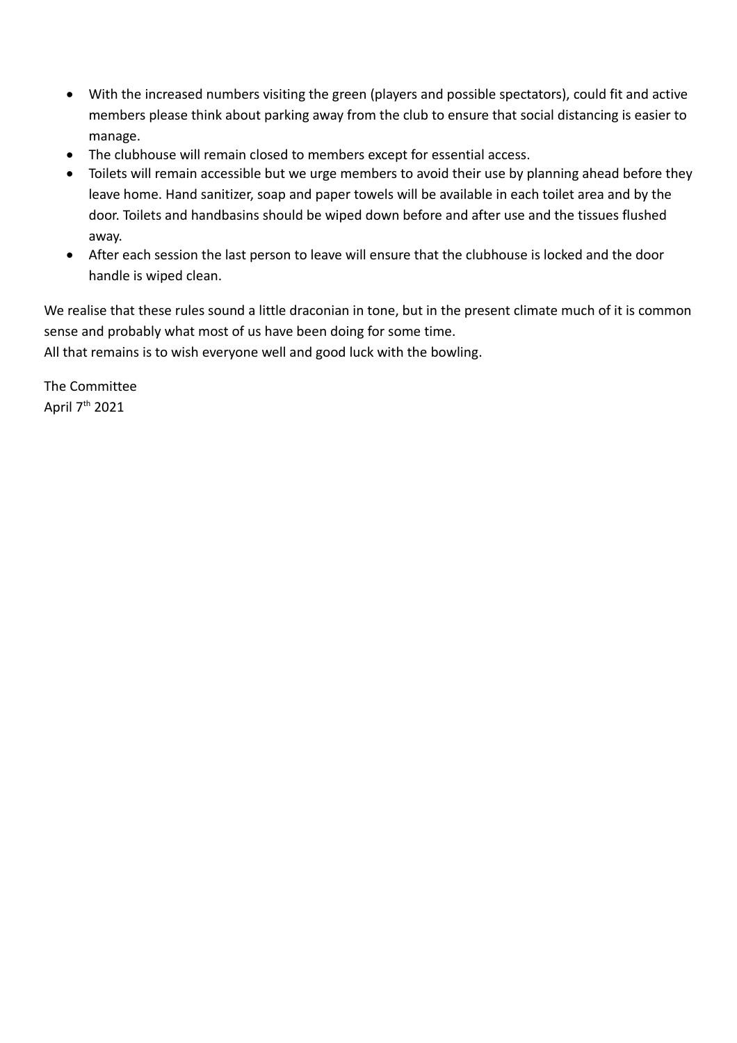- With the increased numbers visiting the green (players and possible spectators), could fit and active members please think about parking away from the club to ensure that social distancing is easier to manage.
- The clubhouse will remain closed to members except for essential access.
- Toilets will remain accessible but we urge members to avoid their use by planning ahead before they leave home. Hand sanitizer, soap and paper towels will be available in each toilet area and by the door. Toilets and handbasins should be wiped down before and after use and the tissues flushed away.
- After each session the last person to leave will ensure that the clubhouse is locked and the door handle is wiped clean.

We realise that these rules sound a little draconian in tone, but in the present climate much of it is common sense and probably what most of us have been doing for some time.
All that remains is to wish everyone well and good luck with the bowling.

The Committee
April 7th 2021